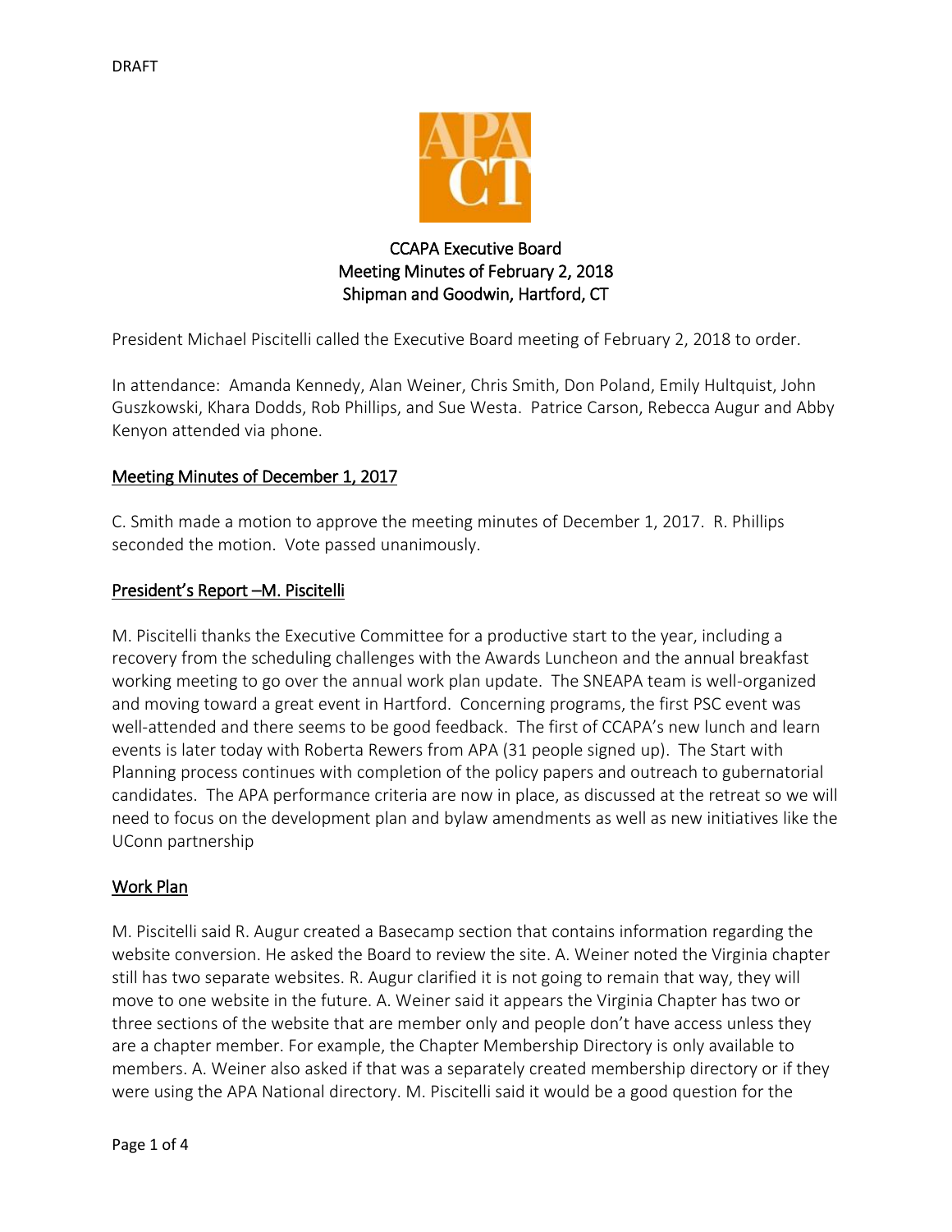DRAFT

# CCAPA Executive Board
## Meeting Minutes of February 2, 2018
## Shipman and Goodwin, Hartford, CT

President Michael Piscitelli called the Executive Board meeting of February 2, 2018 to order.

In attendance: Amanda Kennedy, Alan Weiner, Chris Smith, Don Poland, Emily Hultquist, John Guszkowski, Khara Dodds, Rob Phillips, and Sue Westa. Patrice Carson, Rebecca Augur and Abby Kenyon attended via phone.

### Meeting Minutes of December 1, 2017

C. Smith made a motion to approve the meeting minutes of December 1, 2017. R. Phillips seconded the motion. Vote passed unanimously.

### President's Report –M. Piscitelli

M. Piscitelli thanks the Executive Committee for a productive start to the year, including a recovery from the scheduling challenges with the Awards Luncheon and the annual breakfast working meeting to go over the annual work plan update. The SNEAPA team is well-organized and moving toward a great event in Hartford. Concerning programs, the first PSC event was well-attended and there seems to be good feedback. The first of CCAPA's new lunch and learn events is later today with Roberta Rewers from APA (31 people signed up). The Start with Planning process continues with completion of the policy papers and outreach to gubernatorial candidates. The APA performance criteria are now in place, as discussed at the retreat so we will need to focus on the development plan and bylaw amendments as well as new initiatives like the UConn partnership

### Work Plan

M. Piscitelli said R. Augur created a Basecamp section that contains information regarding the website conversion. He asked the Board to review the site. A. Weiner noted the Virginia chapter still has two separate websites. R. Augur clarified it is not going to remain that way, they will move to one website in the future. A. Weiner said it appears the Virginia Chapter has two or three sections of the website that are member only and people don't have access unless they are a chapter member. For example, the Chapter Membership Directory is only available to members. A. Weiner also asked if that was a separately created membership directory or if they were using the APA National directory. M. Piscitelli said it would be a good question for the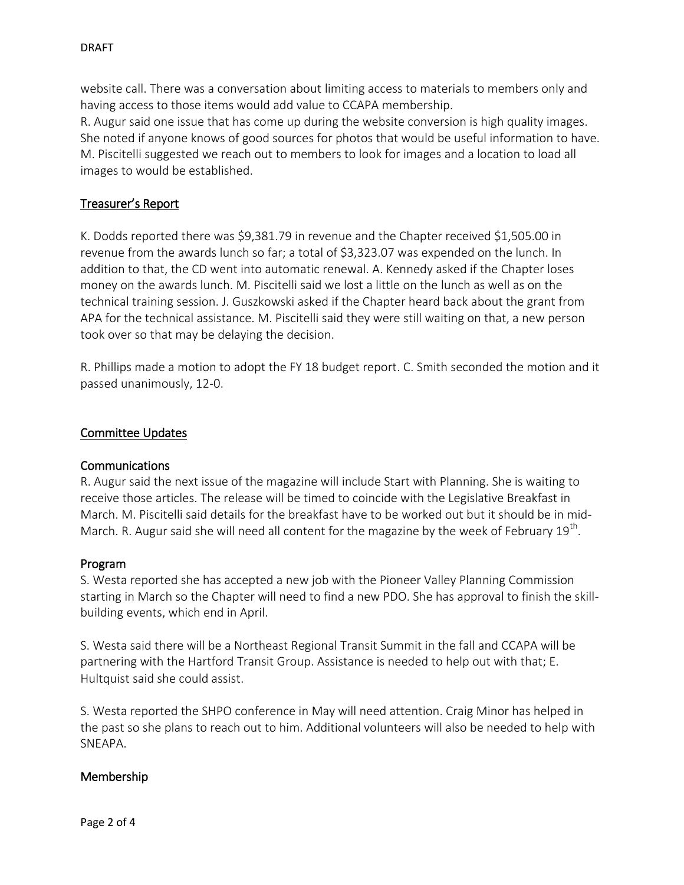website call. There was a conversation about limiting access to materials to members only and having access to those items would add value to CCAPA membership.
R. Augur said one issue that has come up during the website conversion is high quality images. She noted if anyone knows of good sources for photos that would be useful information to have. M. Piscitelli suggested we reach out to members to look for images and a location to load all images to would be established.

## Treasurer's Report

K. Dodds reported there was $9,381.79 in revenue and the Chapter received $1,505.00 in revenue from the awards lunch so far; a total of $3,323.07 was expended on the lunch. In addition to that, the CD went into automatic renewal. A. Kennedy asked if the Chapter loses money on the awards lunch. M. Piscitelli said we lost a little on the lunch as well as on the technical training session. J. Guszkowski asked if the Chapter heard back about the grant from APA for the technical assistance. M. Piscitelli said they were still waiting on that, a new person took over so that may be delaying the decision.

R. Phillips made a motion to adopt the FY 18 budget report. C. Smith seconded the motion and it passed unanimously, 12-0.

## Committee Updates

### Communications

R. Augur said the next issue of the magazine will include Start with Planning. She is waiting to receive those articles. The release will be timed to coincide with the Legislative Breakfast in March. M. Piscitelli said details for the breakfast have to be worked out but it should be in mid-March. R. Augur said she will need all content for the magazine by the week of February 19th.

### Program

S. Westa reported she has accepted a new job with the Pioneer Valley Planning Commission starting in March so the Chapter will need to find a new PDO. She has approval to finish the skill-building events, which end in April.

S. Westa said there will be a Northeast Regional Transit Summit in the fall and CCAPA will be partnering with the Hartford Transit Group. Assistance is needed to help out with that; E. Hultquist said she could assist.

S. Westa reported the SHPO conference in May will need attention. Craig Minor has helped in the past so she plans to reach out to him. Additional volunteers will also be needed to help with SNEAPA.

### Membership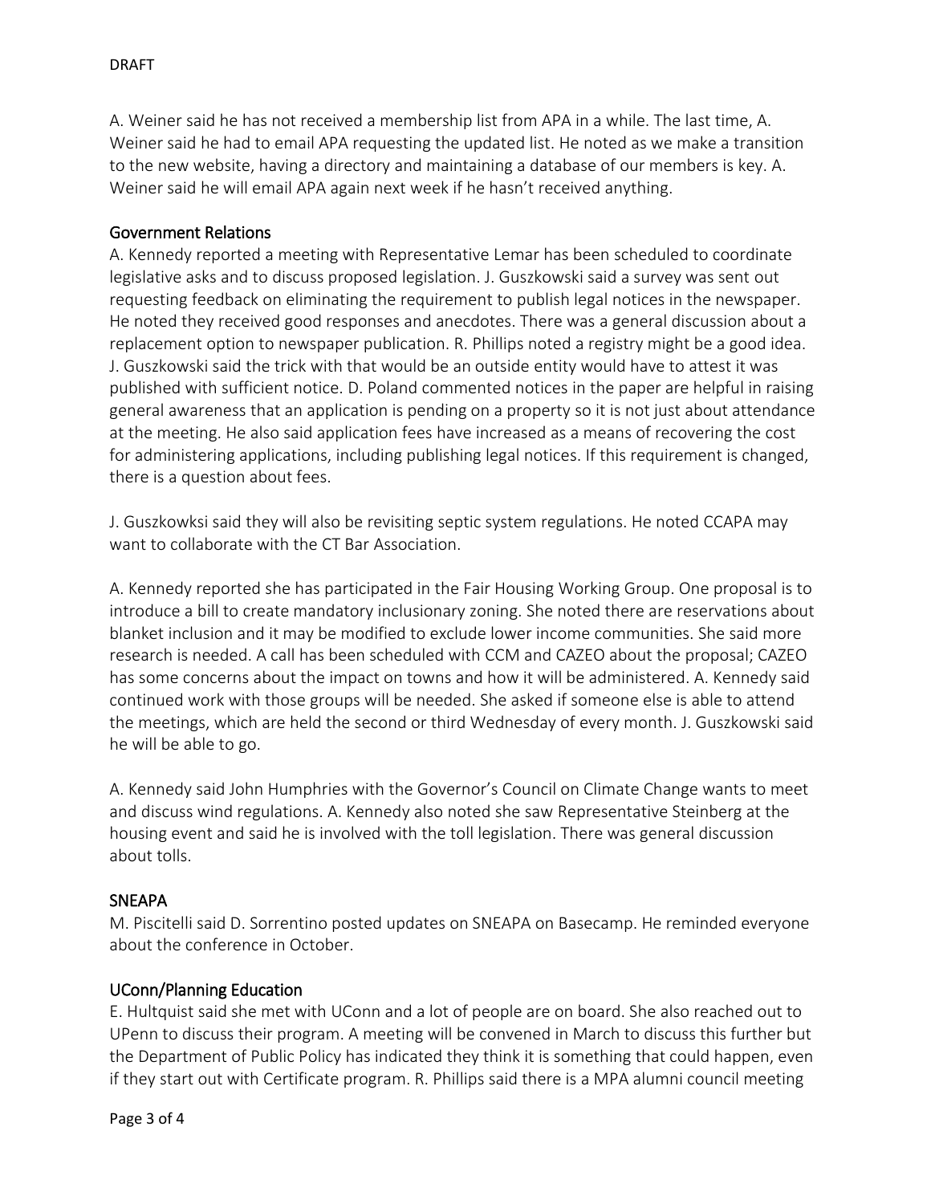A. Weiner said he has not received a membership list from APA in a while. The last time, A. Weiner said he had to email APA requesting the updated list. He noted as we make a transition to the new website, having a directory and maintaining a database of our members is key. A. Weiner said he will email APA again next week if he hasn't received anything.

## Government Relations

A. Kennedy reported a meeting with Representative Lemar has been scheduled to coordinate legislative asks and to discuss proposed legislation. J. Guszkowski said a survey was sent out requesting feedback on eliminating the requirement to publish legal notices in the newspaper. He noted they received good responses and anecdotes. There was a general discussion about a replacement option to newspaper publication. R. Phillips noted a registry might be a good idea. J. Guszkowski said the trick with that would be an outside entity would have to attest it was published with sufficient notice. D. Poland commented notices in the paper are helpful in raising general awareness that an application is pending on a property so it is not just about attendance at the meeting. He also said application fees have increased as a means of recovering the cost for administering applications, including publishing legal notices. If this requirement is changed, there is a question about fees.

J. Guszkowksi said they will also be revisiting septic system regulations. He noted CCAPA may want to collaborate with the CT Bar Association.

A. Kennedy reported she has participated in the Fair Housing Working Group. One proposal is to introduce a bill to create mandatory inclusionary zoning. She noted there are reservations about blanket inclusion and it may be modified to exclude lower income communities. She said more research is needed. A call has been scheduled with CCM and CAZEO about the proposal; CAZEO has some concerns about the impact on towns and how it will be administered. A. Kennedy said continued work with those groups will be needed. She asked if someone else is able to attend the meetings, which are held the second or third Wednesday of every month. J. Guszkowski said he will be able to go.

A. Kennedy said John Humphries with the Governor's Council on Climate Change wants to meet and discuss wind regulations. A. Kennedy also noted she saw Representative Steinberg at the housing event and said he is involved with the toll legislation. There was general discussion about tolls.

## SNEAPA

M. Piscitelli said D. Sorrentino posted updates on SNEAPA on Basecamp. He reminded everyone about the conference in October.

## UConn/Planning Education

E. Hultquist said she met with UConn and a lot of people are on board. She also reached out to UPenn to discuss their program. A meeting will be convened in March to discuss this further but the Department of Public Policy has indicated they think it is something that could happen, even if they start out with Certificate program. R. Phillips said there is a MPA alumni council meeting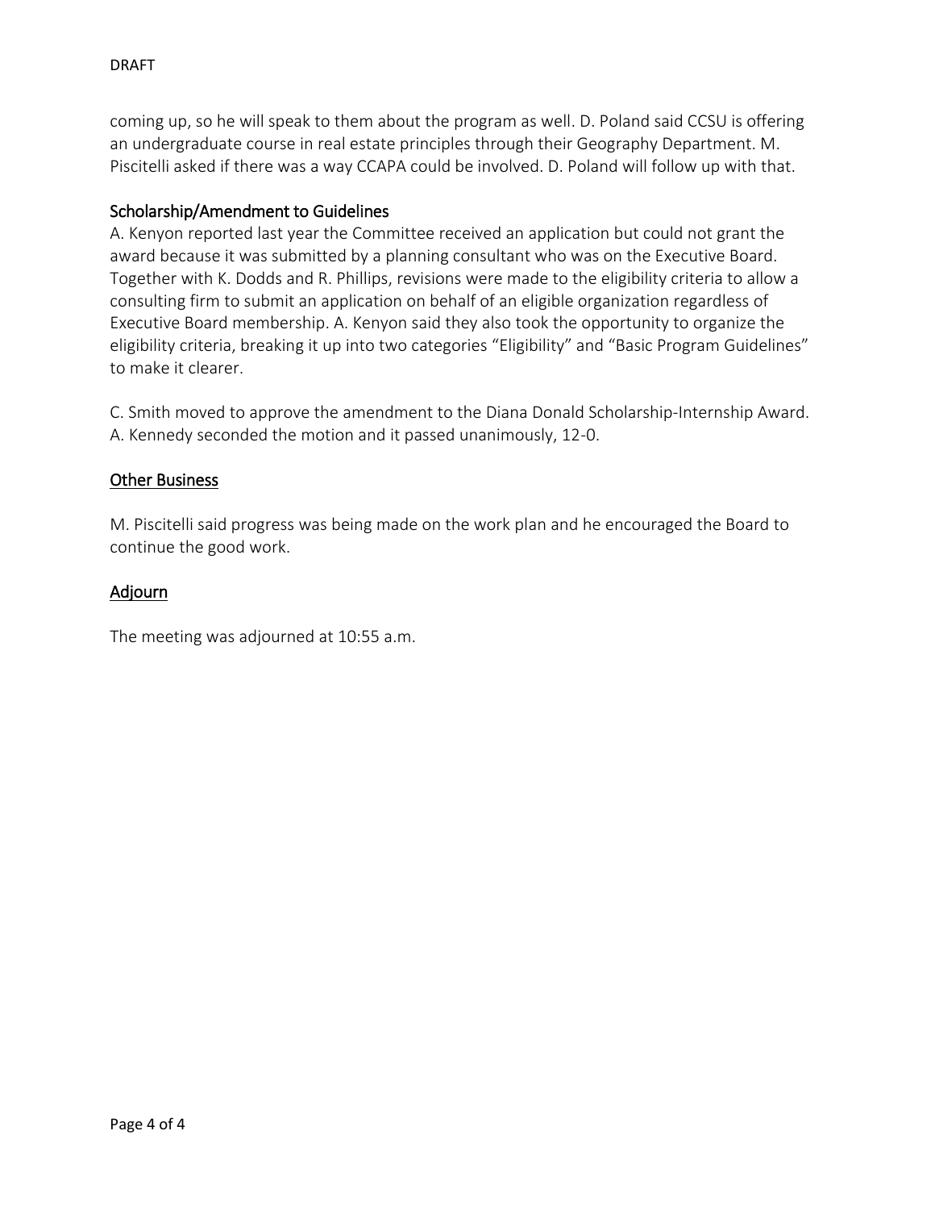coming up, so he will speak to them about the program as well. D. Poland said CCSU is offering an undergraduate course in real estate principles through their Geography Department. M. Piscitelli asked if there was a way CCAPA could be involved. D. Poland will follow up with that.

### Scholarship/Amendment to Guidelines

A. Kenyon reported last year the Committee received an application but could not grant the award because it was submitted by a planning consultant who was on the Executive Board. Together with K. Dodds and R. Phillips, revisions were made to the eligibility criteria to allow a consulting firm to submit an application on behalf of an eligible organization regardless of Executive Board membership. A. Kenyon said they also took the opportunity to organize the eligibility criteria, breaking it up into two categories "Eligibility" and "Basic Program Guidelines" to make it clearer.

C. Smith moved to approve the amendment to the Diana Donald Scholarship-Internship Award. A. Kennedy seconded the motion and it passed unanimously, 12-0.

## Other Business

M. Piscitelli said progress was being made on the work plan and he encouraged the Board to continue the good work.

## Adjourn

The meeting was adjourned at 10:55 a.m.